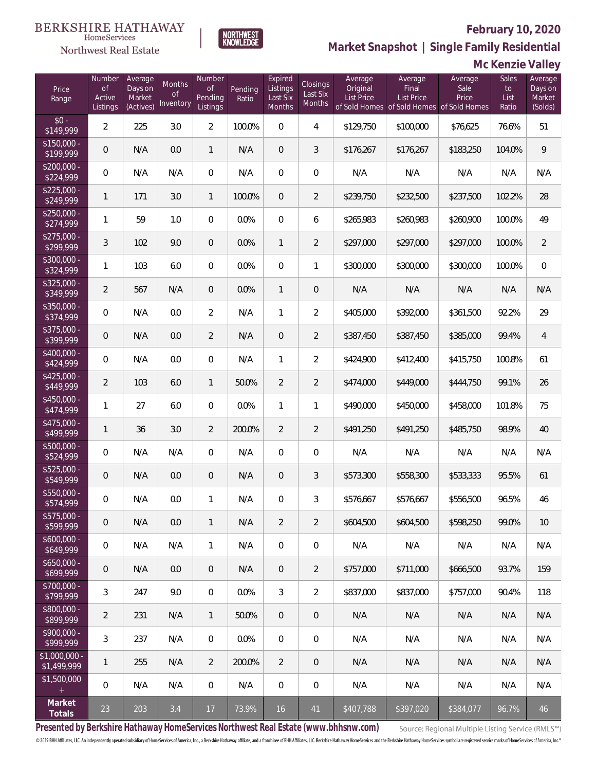BERKSHIRE HATHAWAY HomeServices Northwest Real Estate

NORTHWEST KNOWLEDGE

## February 10, 2020

## Market Snapshot | Single Family Residential

## Mc Kenzie Valley

| Price Range | Number of Active Listings | Average Days on Market (Actives) | Months of Inventory | Number of Pending Listings | Pending Ratio | Expired Listings Last Six Months | Closings Last Six Months | Average Original List Price of Sold Homes | Average Final List Price of Sold Homes | Average Sale Price of Sold Homes | Sales to List Ratio | Average Days on Market (Solds) |
|---|---|---|---|---|---|---|---|---|---|---|---|---|
| $0 - $149,999 | 2 | 225 | 3.0 | 2 | 100.0% | 0 | 4 | $129,750 | $100,000 | $76,625 | 76.6% | 51 |
| $150,000 - $199,999 | 0 | N/A | 0.0 | 1 | N/A | 0 | 3 | $176,267 | $176,267 | $183,250 | 104.0% | 9 |
| $200,000 - $224,999 | 0 | N/A | N/A | 0 | N/A | 0 | 0 | N/A | N/A | N/A | N/A | N/A |
| $225,000 - $249,999 | 1 | 171 | 3.0 | 1 | 100.0% | 0 | 2 | $239,750 | $232,500 | $237,500 | 102.2% | 28 |
| $250,000 - $274,999 | 1 | 59 | 1.0 | 0 | 0.0% | 0 | 6 | $265,983 | $260,983 | $260,900 | 100.0% | 49 |
| $275,000 - $299,999 | 3 | 102 | 9.0 | 0 | 0.0% | 1 | 2 | $297,000 | $297,000 | $297,000 | 100.0% | 2 |
| $300,000 - $324,999 | 1 | 103 | 6.0 | 0 | 0.0% | 0 | 1 | $300,000 | $300,000 | $300,000 | 100.0% | 0 |
| $325,000 - $349,999 | 2 | 567 | N/A | 0 | 0.0% | 1 | 0 | N/A | N/A | N/A | N/A | N/A |
| $350,000 - $374,999 | 0 | N/A | 0.0 | 2 | N/A | 1 | 2 | $405,000 | $392,000 | $361,500 | 92.2% | 29 |
| $375,000 - $399,999 | 0 | N/A | 0.0 | 2 | N/A | 0 | 2 | $387,450 | $387,450 | $385,000 | 99.4% | 4 |
| $400,000 - $424,999 | 0 | N/A | 0.0 | 0 | N/A | 1 | 2 | $424,900 | $412,400 | $415,750 | 100.8% | 61 |
| $425,000 - $449,999 | 2 | 103 | 6.0 | 1 | 50.0% | 2 | 2 | $474,000 | $449,000 | $444,750 | 99.1% | 26 |
| $450,000 - $474,999 | 1 | 27 | 6.0 | 0 | 0.0% | 1 | 1 | $490,000 | $450,000 | $458,000 | 101.8% | 75 |
| $475,000 - $499,999 | 1 | 36 | 3.0 | 2 | 200.0% | 2 | 2 | $491,250 | $491,250 | $485,750 | 98.9% | 40 |
| $500,000 - $524,999 | 0 | N/A | N/A | 0 | N/A | 0 | 0 | N/A | N/A | N/A | N/A | N/A |
| $525,000 - $549,999 | 0 | N/A | 0.0 | 0 | N/A | 0 | 3 | $573,300 | $558,300 | $533,333 | 95.5% | 61 |
| $550,000 - $574,999 | 0 | N/A | 0.0 | 1 | N/A | 0 | 3 | $576,667 | $576,667 | $556,500 | 96.5% | 46 |
| $575,000 - $599,999 | 0 | N/A | 0.0 | 1 | N/A | 2 | 2 | $604,500 | $604,500 | $598,250 | 99.0% | 10 |
| $600,000 - $649,999 | 0 | N/A | N/A | 1 | N/A | 0 | 0 | N/A | N/A | N/A | N/A | N/A |
| $650,000 - $699,999 | 0 | N/A | 0.0 | 0 | N/A | 0 | 2 | $757,000 | $711,000 | $666,500 | 93.7% | 159 |
| $700,000 - $799,999 | 3 | 247 | 9.0 | 0 | 0.0% | 3 | 2 | $837,000 | $837,000 | $757,000 | 90.4% | 118 |
| $800,000 - $899,999 | 2 | 231 | N/A | 1 | 50.0% | 0 | 0 | N/A | N/A | N/A | N/A | N/A |
| $900,000 - $999,999 | 3 | 237 | N/A | 0 | 0.0% | 0 | 0 | N/A | N/A | N/A | N/A | N/A |
| $1,000,000 - $1,499,999 | 1 | 255 | N/A | 2 | 200.0% | 2 | 0 | N/A | N/A | N/A | N/A | N/A |
| $1,500,000 + | 0 | N/A | N/A | 0 | N/A | 0 | 0 | N/A | N/A | N/A | N/A | N/A |
| **Market Totals** | 23 | 203 | 3.4 | 17 | 73.9% | 16 | 41 | $407,788 | $397,020 | $384,077 | 96.7% | 46 |

**Presented by Berkshire Hathaway HomeServices Northwest Real Estate (www.bhhsnw.com)**

Source: Regional Multiple Listing Service (RMLS™)

© 2019 BHH Affiliates, LLC. An independently operated subsidiary of HomeServices of America, Inc., a Berkshire Hathaway affiliate, and a franchisee of BHH Affiliates, LLC. Berkshire Hathaway HomeServices and the Berkshire Hathaway HomeServices symbol are registered service marks of HomeServices of America, Inc.®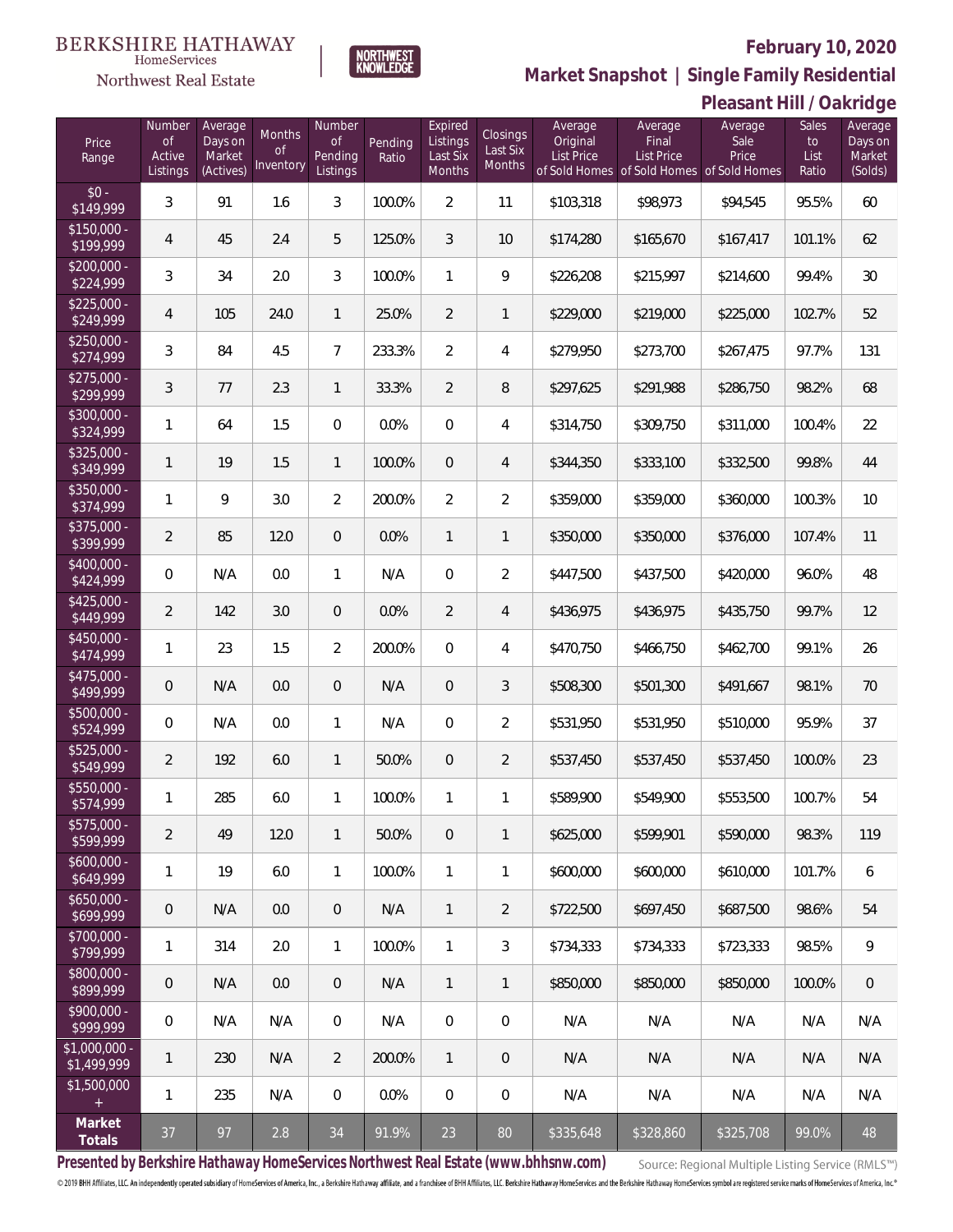BERKSHIRE HATHAWAY HomeServices Northwest Real Estate

NORTHWEST KNOWLEDGE

## February 10, 2020

## Market Snapshot | Single Family Residential

## Pleasant Hill / Oakridge

| Price Range | Number of Active Listings | Average Days on Market (Actives) | Months of Inventory | Number of Pending Listings | Pending Ratio | Expired Listings Last Six Months | Closings Last Six Months | Average Original List Price of Sold Homes | Average Final List Price of Sold Homes | Average Sale Price of Sold Homes | Sales to List Ratio | Average Days on Market (Solds) |
|---|---|---|---|---|---|---|---|---|---|---|---|---|
| $0 - $149,999 | 3 | 91 | 1.6 | 3 | 100.0% | 2 | 11 | $103,318 | $98,973 | $94,545 | 95.5% | 60 |
| $150,000 - $199,999 | 4 | 45 | 2.4 | 5 | 125.0% | 3 | 10 | $174,280 | $165,670 | $167,417 | 101.1% | 62 |
| $200,000 - $224,999 | 3 | 34 | 2.0 | 3 | 100.0% | 1 | 9 | $226,208 | $215,997 | $214,600 | 99.4% | 30 |
| $225,000 - $249,999 | 4 | 105 | 24.0 | 1 | 25.0% | 2 | 1 | $229,000 | $219,000 | $225,000 | 102.7% | 52 |
| $250,000 - $274,999 | 3 | 84 | 4.5 | 7 | 233.3% | 2 | 4 | $279,950 | $273,700 | $267,475 | 97.7% | 131 |
| $275,000 - $299,999 | 3 | 77 | 2.3 | 1 | 33.3% | 2 | 8 | $297,625 | $291,988 | $286,750 | 98.2% | 68 |
| $300,000 - $324,999 | 1 | 64 | 1.5 | 0 | 0.0% | 0 | 4 | $314,750 | $309,750 | $311,000 | 100.4% | 22 |
| $325,000 - $349,999 | 1 | 19 | 1.5 | 1 | 100.0% | 0 | 4 | $344,350 | $333,100 | $332,500 | 99.8% | 44 |
| $350,000 - $374,999 | 1 | 9 | 3.0 | 2 | 200.0% | 2 | 2 | $359,000 | $359,000 | $360,000 | 100.3% | 10 |
| $375,000 - $399,999 | 2 | 85 | 12.0 | 0 | 0.0% | 1 | 1 | $350,000 | $350,000 | $376,000 | 107.4% | 11 |
| $400,000 - $424,999 | 0 | N/A | 0.0 | 1 | N/A | 0 | 2 | $447,500 | $437,500 | $420,000 | 96.0% | 48 |
| $425,000 - $449,999 | 2 | 142 | 3.0 | 0 | 0.0% | 2 | 4 | $436,975 | $436,975 | $435,750 | 99.7% | 12 |
| $450,000 - $474,999 | 1 | 23 | 1.5 | 2 | 200.0% | 0 | 4 | $470,750 | $466,750 | $462,700 | 99.1% | 26 |
| $475,000 - $499,999 | 0 | N/A | 0.0 | 0 | N/A | 0 | 3 | $508,300 | $501,300 | $491,667 | 98.1% | 70 |
| $500,000 - $524,999 | 0 | N/A | 0.0 | 1 | N/A | 0 | 2 | $531,950 | $531,950 | $510,000 | 95.9% | 37 |
| $525,000 - $549,999 | 2 | 192 | 6.0 | 1 | 50.0% | 0 | 2 | $537,450 | $537,450 | $537,450 | 100.0% | 23 |
| $550,000 - $574,999 | 1 | 285 | 6.0 | 1 | 100.0% | 1 | 1 | $589,900 | $549,900 | $553,500 | 100.7% | 54 |
| $575,000 - $599,999 | 2 | 49 | 12.0 | 1 | 50.0% | 0 | 1 | $625,000 | $599,901 | $590,000 | 98.3% | 119 |
| $600,000 - $649,999 | 1 | 19 | 6.0 | 1 | 100.0% | 1 | 1 | $600,000 | $600,000 | $610,000 | 101.7% | 6 |
| $650,000 - $699,999 | 0 | N/A | 0.0 | 0 | N/A | 1 | 2 | $722,500 | $697,450 | $687,500 | 98.6% | 54 |
| $700,000 - $799,999 | 1 | 314 | 2.0 | 1 | 100.0% | 1 | 3 | $734,333 | $734,333 | $723,333 | 98.5% | 9 |
| $800,000 - $899,999 | 0 | N/A | 0.0 | 0 | N/A | 1 | 1 | $850,000 | $850,000 | $850,000 | 100.0% | 0 |
| $900,000 - $999,999 | 0 | N/A | N/A | 0 | N/A | 0 | 0 | N/A | N/A | N/A | N/A | N/A |
| $1,000,000 - $1,499,999 | 1 | 230 | N/A | 2 | 200.0% | 1 | 0 | N/A | N/A | N/A | N/A | N/A |
| $1,500,000 + | 1 | 235 | N/A | 0 | 0.0% | 0 | 0 | N/A | N/A | N/A | N/A | N/A |
| **Market Totals** | 37 | 97 | 2.8 | 34 | 91.9% | 23 | 80 | $335,648 | $328,860 | $325,708 | 99.0% | 48 |

**Presented by Berkshire Hathaway HomeServices Northwest Real Estate (www.bhhsnw.com)**

Source: Regional Multiple Listing Service (RMLS™)

© 2019 BHH Affiliates, LLC. An independently operated subsidiary of HomeServices of America, Inc., a Berkshire Hathaway affiliate, and a franchisee of BHH Affiliates, LLC. Berkshire Hathaway HomeServices and the Berkshire Hathaway HomeServices symbol are registered service marks of HomeServices of America, Inc.®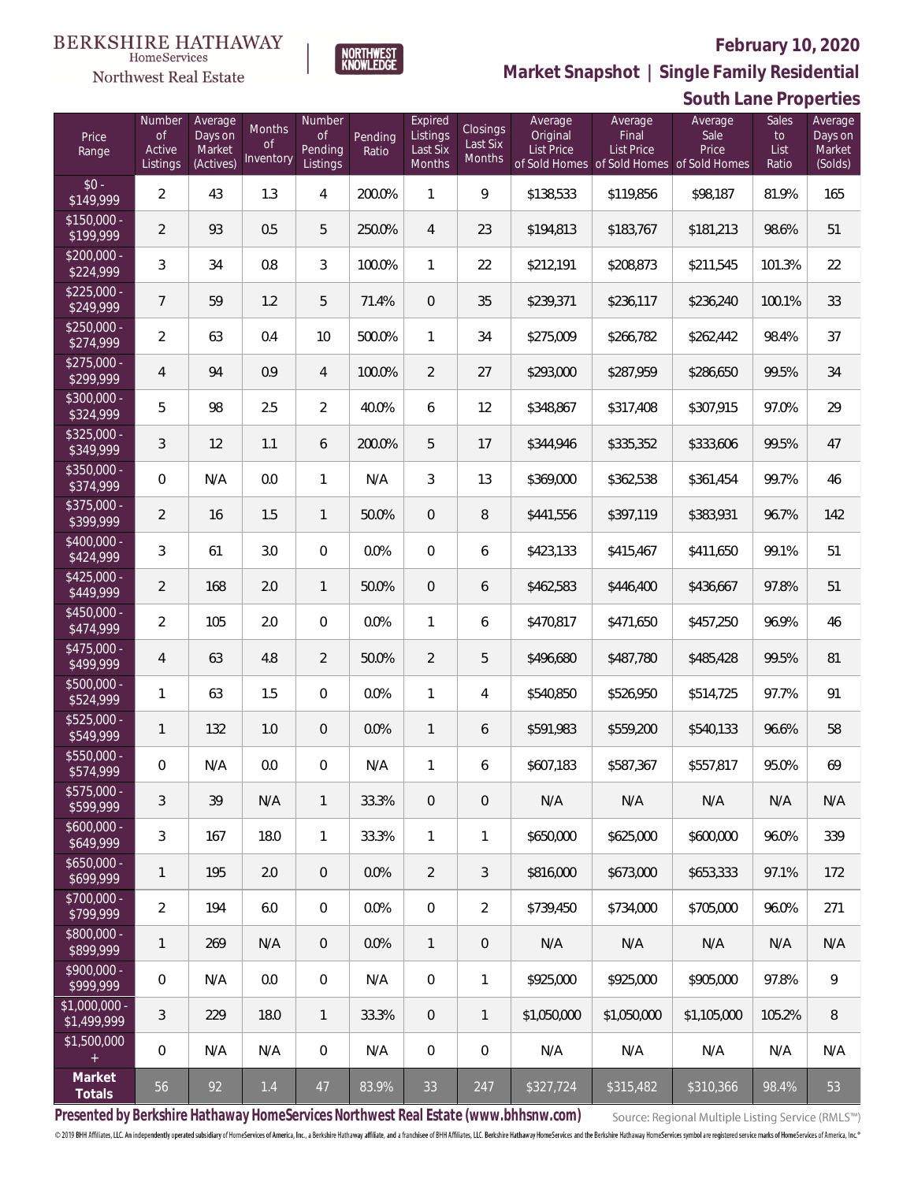BERKSHIRE HATHAWAY HomeServices Northwest Real Estate

NORTHWEST KNOWLEDGE

**February 10, 2020**

## Market Snapshot | Single Family Residential

### South Lane Properties

| Price Range | Number of Active Listings | Average Days on Market (Actives) | Months of Inventory | Number of Pending Listings | Pending Ratio | Expired Listings Last Six Months | Closings Last Six Months | Average Original List Price of Sold Homes | Average Final List Price of Sold Homes | Average Sale Price of Sold Homes | Sales to List Ratio | Average Days on Market (Solds) |
|---|---|---|---|---|---|---|---|---|---|---|---|---|
| $0 - $149,999 | 2 | 43 | 1.3 | 4 | 200.0% | 1 | 9 | $138,533 | $119,856 | $98,187 | 81.9% | 165 |
| $150,000 - $199,999 | 2 | 93 | 0.5 | 5 | 250.0% | 4 | 23 | $194,813 | $183,767 | $181,213 | 98.6% | 51 |
| $200,000 - $224,999 | 3 | 34 | 0.8 | 3 | 100.0% | 1 | 22 | $212,191 | $208,873 | $211,545 | 101.3% | 22 |
| $225,000 - $249,999 | 7 | 59 | 1.2 | 5 | 71.4% | 0 | 35 | $239,371 | $236,117 | $236,240 | 100.1% | 33 |
| $250,000 - $274,999 | 2 | 63 | 0.4 | 10 | 500.0% | 1 | 34 | $275,009 | $266,782 | $262,442 | 98.4% | 37 |
| $275,000 - $299,999 | 4 | 94 | 0.9 | 4 | 100.0% | 2 | 27 | $293,000 | $287,959 | $286,650 | 99.5% | 34 |
| $300,000 - $324,999 | 5 | 98 | 2.5 | 2 | 40.0% | 6 | 12 | $348,867 | $317,408 | $307,915 | 97.0% | 29 |
| $325,000 - $349,999 | 3 | 12 | 1.1 | 6 | 200.0% | 5 | 17 | $344,946 | $335,352 | $333,606 | 99.5% | 47 |
| $350,000 - $374,999 | 0 | N/A | 0.0 | 1 | N/A | 3 | 13 | $369,000 | $362,538 | $361,454 | 99.7% | 46 |
| $375,000 - $399,999 | 2 | 16 | 1.5 | 1 | 50.0% | 0 | 8 | $441,556 | $397,119 | $383,931 | 96.7% | 142 |
| $400,000 - $424,999 | 3 | 61 | 3.0 | 0 | 0.0% | 0 | 6 | $423,133 | $415,467 | $411,650 | 99.1% | 51 |
| $425,000 - $449,999 | 2 | 168 | 2.0 | 1 | 50.0% | 0 | 6 | $462,583 | $446,400 | $436,667 | 97.8% | 51 |
| $450,000 - $474,999 | 2 | 105 | 2.0 | 0 | 0.0% | 1 | 6 | $470,817 | $471,650 | $457,250 | 96.9% | 46 |
| $475,000 - $499,999 | 4 | 63 | 4.8 | 2 | 50.0% | 2 | 5 | $496,680 | $487,780 | $485,428 | 99.5% | 81 |
| $500,000 - $524,999 | 1 | 63 | 1.5 | 0 | 0.0% | 1 | 4 | $540,850 | $526,950 | $514,725 | 97.7% | 91 |
| $525,000 - $549,999 | 1 | 132 | 1.0 | 0 | 0.0% | 1 | 6 | $591,983 | $559,200 | $540,133 | 96.6% | 58 |
| $550,000 - $574,999 | 0 | N/A | 0.0 | 0 | N/A | 1 | 6 | $607,183 | $587,367 | $557,817 | 95.0% | 69 |
| $575,000 - $599,999 | 3 | 39 | N/A | 1 | 33.3% | 0 | 0 | N/A | N/A | N/A | N/A | N/A |
| $600,000 - $649,999 | 3 | 167 | 18.0 | 1 | 33.3% | 1 | 1 | $650,000 | $625,000 | $600,000 | 96.0% | 339 |
| $650,000 - $699,999 | 1 | 195 | 2.0 | 0 | 0.0% | 2 | 3 | $816,000 | $673,000 | $653,333 | 97.1% | 172 |
| $700,000 - $799,999 | 2 | 194 | 6.0 | 0 | 0.0% | 0 | 2 | $739,450 | $734,000 | $705,000 | 96.0% | 271 |
| $800,000 - $899,999 | 1 | 269 | N/A | 0 | 0.0% | 1 | 0 | N/A | N/A | N/A | N/A | N/A |
| $900,000 - $999,999 | 0 | N/A | 0.0 | 0 | N/A | 0 | 1 | $925,000 | $925,000 | $905,000 | 97.8% | 9 |
| $1,000,000 - $1,499,999 | 3 | 229 | 18.0 | 1 | 33.3% | 0 | 1 | $1,050,000 | $1,050,000 | $1,105,000 | 105.2% | 8 |
| $1,500,000 + | 0 | N/A | N/A | 0 | N/A | 0 | 0 | N/A | N/A | N/A | N/A | N/A |
| **Market Totals** | 56 | 92 | 1.4 | 47 | 83.9% | 33 | 247 | $327,724 | $315,482 | $310,366 | 98.4% | 53 |

**Presented by Berkshire Hathaway HomeServices Northwest Real Estate (www.bhhsnw.com)**

Source: Regional Multiple Listing Service (RMLS™)

© 2019 BHH Affiliates, LLC. An independently operated subsidiary of HomeServices of America, Inc., a Berkshire Hathaway affiliate, and a franchisee of BHH Affiliates, LLC. Berkshire Hathaway HomeServices and the Berkshire Hathaway HomeServices symbol are registered service marks of HomeServices of America, Inc.®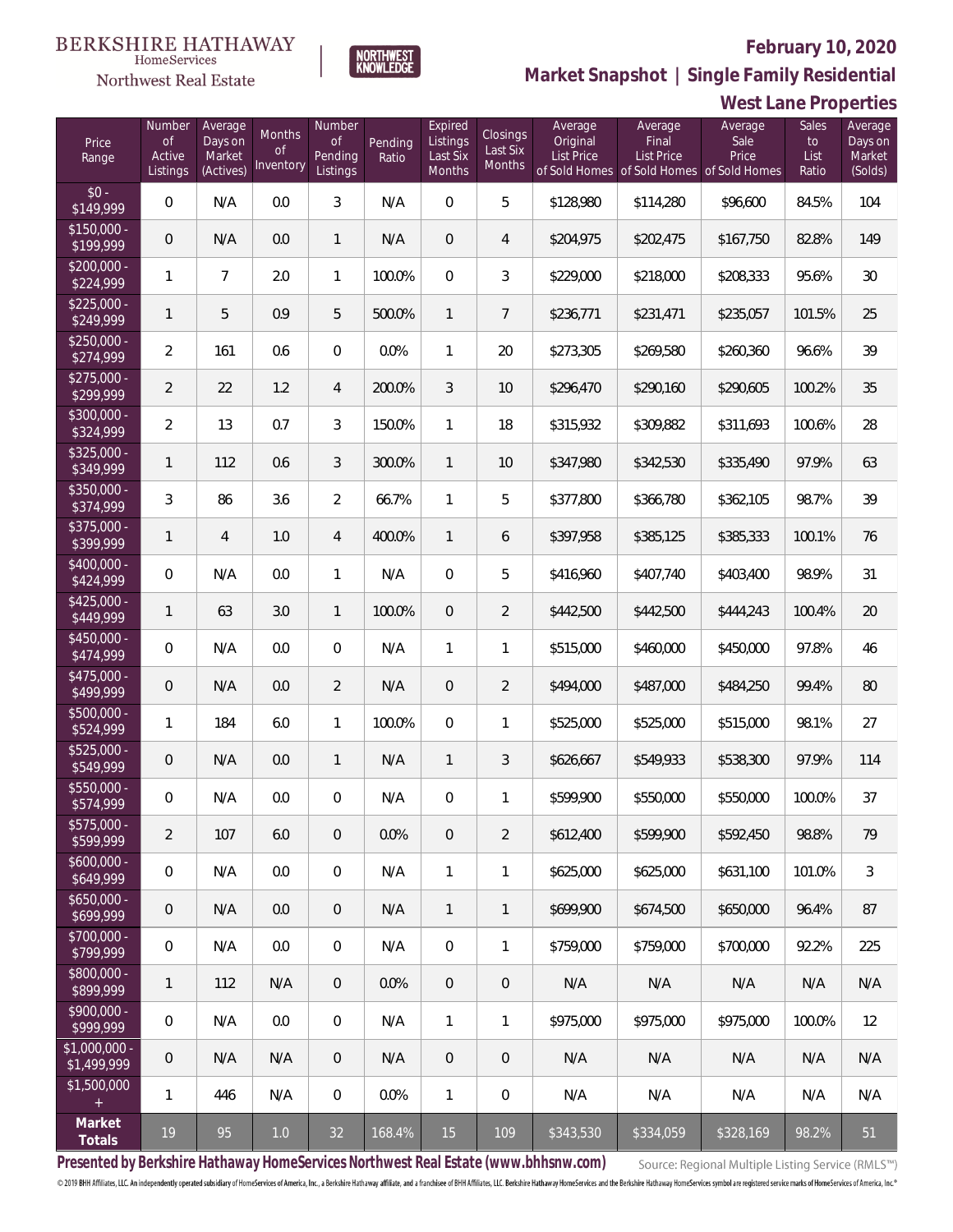BERKSHIRE HATHAWAY HomeServices Northwest Real Estate

NORTHWEST KNOWLEDGE

# February 10, 2020

## Market Snapshot | Single Family Residential

## West Lane Properties

| Price Range | Number of Active Listings | Average Days on Market (Actives) | Months of Inventory | Number of Pending Listings | Pending Ratio | Expired Listings Last Six Months | Closings Last Six Months | Average Original List Price of Sold Homes | Average Final List Price of Sold Homes | Average Sale Price of Sold Homes | Sales to List Ratio | Average Days on Market (Solds) |
|---|---|---|---|---|---|---|---|---|---|---|---|---|
| $0 - $149,999 | 0 | N/A | 0.0 | 3 | N/A | 0 | 5 | $128,980 | $114,280 | $96,600 | 84.5% | 104 |
| $150,000 - $199,999 | 0 | N/A | 0.0 | 1 | N/A | 0 | 4 | $204,975 | $202,475 | $167,750 | 82.8% | 149 |
| $200,000 - $224,999 | 1 | 7 | 2.0 | 1 | 100.0% | 0 | 3 | $229,000 | $218,000 | $208,333 | 95.6% | 30 |
| $225,000 - $249,999 | 1 | 5 | 0.9 | 5 | 500.0% | 1 | 7 | $236,771 | $231,471 | $235,057 | 101.5% | 25 |
| $250,000 - $274,999 | 2 | 161 | 0.6 | 0 | 0.0% | 1 | 20 | $273,305 | $269,580 | $260,360 | 96.6% | 39 |
| $275,000 - $299,999 | 2 | 22 | 1.2 | 4 | 200.0% | 3 | 10 | $296,470 | $290,160 | $290,605 | 100.2% | 35 |
| $300,000 - $324,999 | 2 | 13 | 0.7 | 3 | 150.0% | 1 | 18 | $315,932 | $309,882 | $311,693 | 100.6% | 28 |
| $325,000 - $349,999 | 1 | 112 | 0.6 | 3 | 300.0% | 1 | 10 | $347,980 | $342,530 | $335,490 | 97.9% | 63 |
| $350,000 - $374,999 | 3 | 86 | 3.6 | 2 | 66.7% | 1 | 5 | $377,800 | $366,780 | $362,105 | 98.7% | 39 |
| $375,000 - $399,999 | 1 | 4 | 1.0 | 4 | 400.0% | 1 | 6 | $397,958 | $385,125 | $385,333 | 100.1% | 76 |
| $400,000 - $424,999 | 0 | N/A | 0.0 | 1 | N/A | 0 | 5 | $416,960 | $407,740 | $403,400 | 98.9% | 31 |
| $425,000 - $449,999 | 1 | 63 | 3.0 | 1 | 100.0% | 0 | 2 | $442,500 | $442,500 | $444,243 | 100.4% | 20 |
| $450,000 - $474,999 | 0 | N/A | 0.0 | 0 | N/A | 1 | 1 | $515,000 | $460,000 | $450,000 | 97.8% | 46 |
| $475,000 - $499,999 | 0 | N/A | 0.0 | 2 | N/A | 0 | 2 | $494,000 | $487,000 | $484,250 | 99.4% | 80 |
| $500,000 - $524,999 | 1 | 184 | 6.0 | 1 | 100.0% | 0 | 1 | $525,000 | $525,000 | $515,000 | 98.1% | 27 |
| $525,000 - $549,999 | 0 | N/A | 0.0 | 1 | N/A | 1 | 3 | $626,667 | $549,933 | $538,300 | 97.9% | 114 |
| $550,000 - $574,999 | 0 | N/A | 0.0 | 0 | N/A | 0 | 1 | $599,900 | $550,000 | $550,000 | 100.0% | 37 |
| $575,000 - $599,999 | 2 | 107 | 6.0 | 0 | 0.0% | 0 | 2 | $612,400 | $599,900 | $592,450 | 98.8% | 79 |
| $600,000 - $649,999 | 0 | N/A | 0.0 | 0 | N/A | 1 | 1 | $625,000 | $625,000 | $631,100 | 101.0% | 3 |
| $650,000 - $699,999 | 0 | N/A | 0.0 | 0 | N/A | 1 | 1 | $699,900 | $674,500 | $650,000 | 96.4% | 87 |
| $700,000 - $799,999 | 0 | N/A | 0.0 | 0 | N/A | 0 | 1 | $759,000 | $759,000 | $700,000 | 92.2% | 225 |
| $800,000 - $899,999 | 1 | 112 | N/A | 0 | 0.0% | 0 | 0 | N/A | N/A | N/A | N/A | N/A |
| $900,000 - $999,999 | 0 | N/A | 0.0 | 0 | N/A | 1 | 1 | $975,000 | $975,000 | $975,000 | 100.0% | 12 |
| $1,000,000 - $1,499,999 | 0 | N/A | N/A | 0 | N/A | 0 | 0 | N/A | N/A | N/A | N/A | N/A |
| $1,500,000 + | 1 | 446 | N/A | 0 | 0.0% | 1 | 0 | N/A | N/A | N/A | N/A | N/A |
| **Market Totals** | 19 | 95 | 1.0 | 32 | 168.4% | 15 | 109 | $343,530 | $334,059 | $328,169 | 98.2% | 51 |

**Presented by Berkshire Hathaway HomeServices Northwest Real Estate (www.bhhsnw.com)** Source: Regional Multiple Listing Service (RMLS™)

© 2019 BHH Affiliates, LLC. An independently operated subsidiary of HomeServices of America, Inc., a Berkshire Hathaway affiliate, and a franchisee of BHH Affiliates, LLC. Berkshire Hathaway HomeServices and the Berkshire Hathaway HomeServices symbol are registered service marks of HomeServices of America, Inc.®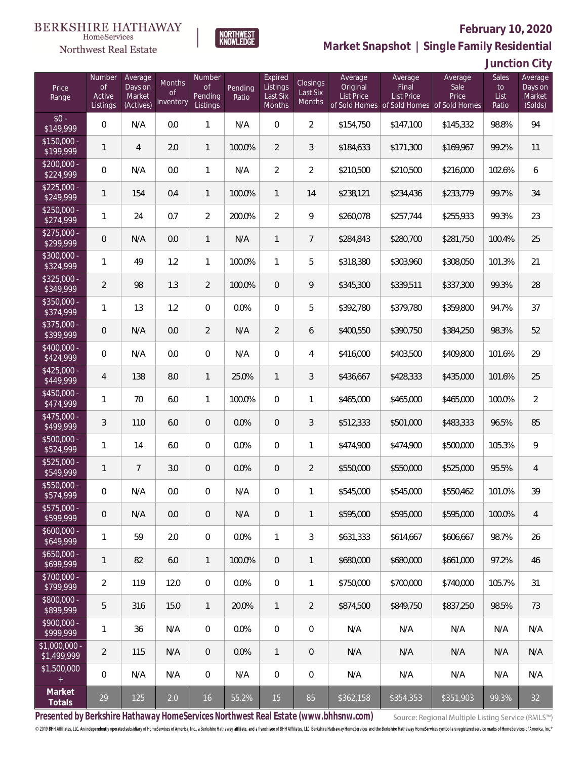BERKSHIRE HATHAWAY HomeServices Northwest Real Estate

NORTHWEST KNOWLEDGE

## February 10, 2020

## Market Snapshot | Single Family Residential

## Junction City

| Price Range | Number of Active Listings | Average Days on Market (Actives) | Months of Inventory | Number of Pending Listings | Pending Ratio | Expired Listings Last Six Months | Closings Last Six Months | Average Original List Price of Sold Homes | Average Final List Price of Sold Homes | Average Sale Price of Sold Homes | Sales to List Ratio | Average Days on Market (Solds) |
|---|---|---|---|---|---|---|---|---|---|---|---|---|
| $0 - $149,999 | 0 | N/A | 0.0 | 1 | N/A | 0 | 2 | $154,750 | $147,100 | $145,332 | 98.8% | 94 |
| $150,000 - $199,999 | 1 | 4 | 2.0 | 1 | 100.0% | 2 | 3 | $184,633 | $171,300 | $169,967 | 99.2% | 11 |
| $200,000 - $224,999 | 0 | N/A | 0.0 | 1 | N/A | 2 | 2 | $210,500 | $210,500 | $216,000 | 102.6% | 6 |
| $225,000 - $249,999 | 1 | 154 | 0.4 | 1 | 100.0% | 1 | 14 | $238,121 | $234,436 | $233,779 | 99.7% | 34 |
| $250,000 - $274,999 | 1 | 24 | 0.7 | 2 | 200.0% | 2 | 9 | $260,078 | $257,744 | $255,933 | 99.3% | 23 |
| $275,000 - $299,999 | 0 | N/A | 0.0 | 1 | N/A | 1 | 7 | $284,843 | $280,700 | $281,750 | 100.4% | 25 |
| $300,000 - $324,999 | 1 | 49 | 1.2 | 1 | 100.0% | 1 | 5 | $318,380 | $303,960 | $308,050 | 101.3% | 21 |
| $325,000 - $349,999 | 2 | 98 | 1.3 | 2 | 100.0% | 0 | 9 | $345,300 | $339,511 | $337,300 | 99.3% | 28 |
| $350,000 - $374,999 | 1 | 13 | 1.2 | 0 | 0.0% | 0 | 5 | $392,780 | $379,780 | $359,800 | 94.7% | 37 |
| $375,000 - $399,999 | 0 | N/A | 0.0 | 2 | N/A | 2 | 6 | $400,550 | $390,750 | $384,250 | 98.3% | 52 |
| $400,000 - $424,999 | 0 | N/A | 0.0 | 0 | N/A | 0 | 4 | $416,000 | $403,500 | $409,800 | 101.6% | 29 |
| $425,000 - $449,999 | 4 | 138 | 8.0 | 1 | 25.0% | 1 | 3 | $436,667 | $428,333 | $435,000 | 101.6% | 25 |
| $450,000 - $474,999 | 1 | 70 | 6.0 | 1 | 100.0% | 0 | 1 | $465,000 | $465,000 | $465,000 | 100.0% | 2 |
| $475,000 - $499,999 | 3 | 110 | 6.0 | 0 | 0.0% | 0 | 3 | $512,333 | $501,000 | $483,333 | 96.5% | 85 |
| $500,000 - $524,999 | 1 | 14 | 6.0 | 0 | 0.0% | 0 | 1 | $474,900 | $474,900 | $500,000 | 105.3% | 9 |
| $525,000 - $549,999 | 1 | 7 | 3.0 | 0 | 0.0% | 0 | 2 | $550,000 | $550,000 | $525,000 | 95.5% | 4 |
| $550,000 - $574,999 | 0 | N/A | 0.0 | 0 | N/A | 0 | 1 | $545,000 | $545,000 | $550,462 | 101.0% | 39 |
| $575,000 - $599,999 | 0 | N/A | 0.0 | 0 | N/A | 0 | 1 | $595,000 | $595,000 | $595,000 | 100.0% | 4 |
| $600,000 - $649,999 | 1 | 59 | 2.0 | 0 | 0.0% | 1 | 3 | $631,333 | $614,667 | $606,667 | 98.7% | 26 |
| $650,000 - $699,999 | 1 | 82 | 6.0 | 1 | 100.0% | 0 | 1 | $680,000 | $680,000 | $661,000 | 97.2% | 46 |
| $700,000 - $799,999 | 2 | 119 | 12.0 | 0 | 0.0% | 0 | 1 | $750,000 | $700,000 | $740,000 | 105.7% | 31 |
| $800,000 - $899,999 | 5 | 316 | 15.0 | 1 | 20.0% | 1 | 2 | $874,500 | $849,750 | $837,250 | 98.5% | 73 |
| $900,000 - $999,999 | 1 | 36 | N/A | 0 | 0.0% | 0 | 0 | N/A | N/A | N/A | N/A | N/A |
| $1,000,000 - $1,499,999 | 2 | 115 | N/A | 0 | 0.0% | 1 | 0 | N/A | N/A | N/A | N/A | N/A |
| $1,500,000 + | 0 | N/A | N/A | 0 | N/A | 0 | 0 | N/A | N/A | N/A | N/A | N/A |
| **Market Totals** | 29 | 125 | 2.0 | 16 | 55.2% | 15 | 85 | $362,158 | $354,353 | $351,903 | 99.3% | 32 |

**Presented by Berkshire Hathaway HomeServices Northwest Real Estate (www.bhhsnw.com)**

Source: Regional Multiple Listing Service (RMLS™)

© 2019 BHH Affiliates, LLC. An independently operated subsidiary of HomeServices of America, Inc., a Berkshire Hathaway affiliate, and a franchisee of BHH Affiliates, LLC. Berkshire Hathaway HomeServices and the Berkshire Hathaway HomeServices symbol are registered service marks of HomeServices of America, Inc.®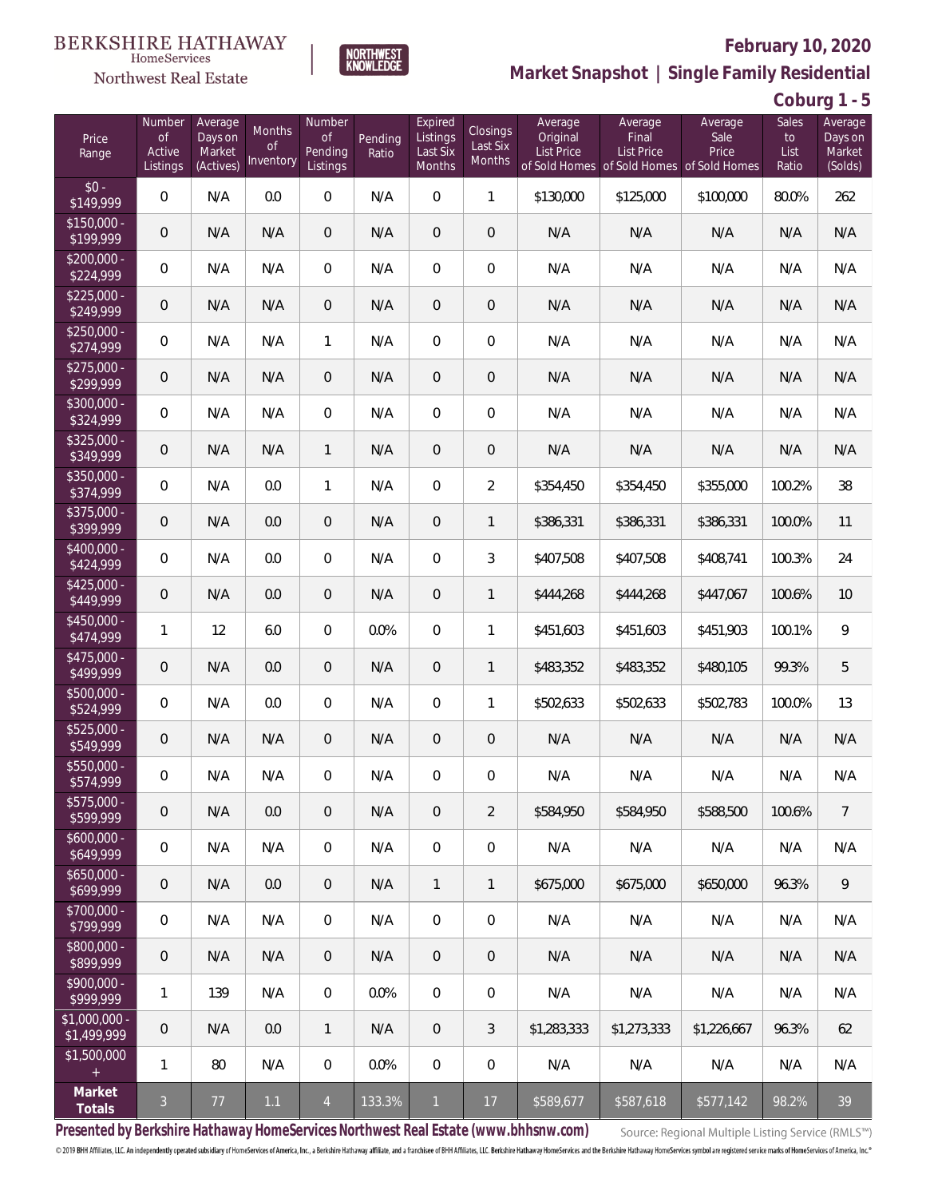Berkshire Hathaway HomeServices Northwest Real Estate

# February 10, 2020

## Market Snapshot | Single Family Residential

### Coburg 1 - 5

| Price Range | Number of Active Listings | Average Days on Market (Actives) | Months of Inventory | Number of Pending Listings | Pending Ratio | Expired Listings Last Six Months | Closings Last Six Months | Average Original List Price of Sold Homes | Average Final List Price of Sold Homes | Average Sale Price of Sold Homes | Sales to List Ratio | Average Days on Market (Solds) |
|---|---|---|---|---|---|---|---|---|---|---|---|---|
| $0 - $149,999 | 0 | N/A | 0.0 | 0 | N/A | 0 | 1 | $130,000 | $125,000 | $100,000 | 80.0% | 262 |
| $150,000 - $199,999 | 0 | N/A | N/A | 0 | N/A | 0 | 0 | N/A | N/A | N/A | N/A | N/A |
| $200,000 - $224,999 | 0 | N/A | N/A | 0 | N/A | 0 | 0 | N/A | N/A | N/A | N/A | N/A |
| $225,000 - $249,999 | 0 | N/A | N/A | 0 | N/A | 0 | 0 | N/A | N/A | N/A | N/A | N/A |
| $250,000 - $274,999 | 0 | N/A | N/A | 1 | N/A | 0 | 0 | N/A | N/A | N/A | N/A | N/A |
| $275,000 - $299,999 | 0 | N/A | N/A | 0 | N/A | 0 | 0 | N/A | N/A | N/A | N/A | N/A |
| $300,000 - $324,999 | 0 | N/A | N/A | 0 | N/A | 0 | 0 | N/A | N/A | N/A | N/A | N/A |
| $325,000 - $349,999 | 0 | N/A | N/A | 1 | N/A | 0 | 0 | N/A | N/A | N/A | N/A | N/A |
| $350,000 - $374,999 | 0 | N/A | 0.0 | 1 | N/A | 0 | 2 | $354,450 | $354,450 | $355,000 | 100.2% | 38 |
| $375,000 - $399,999 | 0 | N/A | 0.0 | 0 | N/A | 0 | 1 | $386,331 | $386,331 | $386,331 | 100.0% | 11 |
| $400,000 - $424,999 | 0 | N/A | 0.0 | 0 | N/A | 0 | 3 | $407,508 | $407,508 | $408,741 | 100.3% | 24 |
| $425,000 - $449,999 | 0 | N/A | 0.0 | 0 | N/A | 0 | 1 | $444,268 | $444,268 | $447,067 | 100.6% | 10 |
| $450,000 - $474,999 | 1 | 12 | 6.0 | 0 | 0.0% | 0 | 1 | $451,603 | $451,603 | $451,903 | 100.1% | 9 |
| $475,000 - $499,999 | 0 | N/A | 0.0 | 0 | N/A | 0 | 1 | $483,352 | $483,352 | $480,105 | 99.3% | 5 |
| $500,000 - $524,999 | 0 | N/A | 0.0 | 0 | N/A | 0 | 1 | $502,633 | $502,633 | $502,783 | 100.0% | 13 |
| $525,000 - $549,999 | 0 | N/A | N/A | 0 | N/A | 0 | 0 | N/A | N/A | N/A | N/A | N/A |
| $550,000 - $574,999 | 0 | N/A | N/A | 0 | N/A | 0 | 0 | N/A | N/A | N/A | N/A | N/A |
| $575,000 - $599,999 | 0 | N/A | 0.0 | 0 | N/A | 0 | 2 | $584,950 | $584,950 | $588,500 | 100.6% | 7 |
| $600,000 - $649,999 | 0 | N/A | N/A | 0 | N/A | 0 | 0 | N/A | N/A | N/A | N/A | N/A |
| $650,000 - $699,999 | 0 | N/A | 0.0 | 0 | N/A | 1 | 1 | $675,000 | $675,000 | $650,000 | 96.3% | 9 |
| $700,000 - $799,999 | 0 | N/A | N/A | 0 | N/A | 0 | 0 | N/A | N/A | N/A | N/A | N/A |
| $800,000 - $899,999 | 0 | N/A | N/A | 0 | N/A | 0 | 0 | N/A | N/A | N/A | N/A | N/A |
| $900,000 - $999,999 | 1 | 139 | N/A | 0 | 0.0% | 0 | 0 | N/A | N/A | N/A | N/A | N/A |
| $1,000,000 - $1,499,999 | 0 | N/A | 0.0 | 1 | N/A | 0 | 3 | $1,283,333 | $1,273,333 | $1,226,667 | 96.3% | 62 |
| $1,500,000 + | 1 | 80 | N/A | 0 | 0.0% | 0 | 0 | N/A | N/A | N/A | N/A | N/A |
| **Market Totals** | 3 | 77 | 1.1 | 4 | 133.3% | 1 | 17 | $589,677 | $587,618 | $577,142 | 98.2% | 39 |

**Presented by Berkshire Hathaway HomeServices Northwest Real Estate (www.bhhsnw.com)**

Source: Regional Multiple Listing Service (RMLS™)

© 2019 BHH Affiliates, LLC. An independently operated subsidiary of HomeServices of America, Inc., a Berkshire Hathaway affiliate, and a franchisee of BHH Affiliates, LLC. Berkshire Hathaway HomeServices and the Berkshire Hathaway HomeServices symbol are registered service marks of HomeServices of America, Inc.®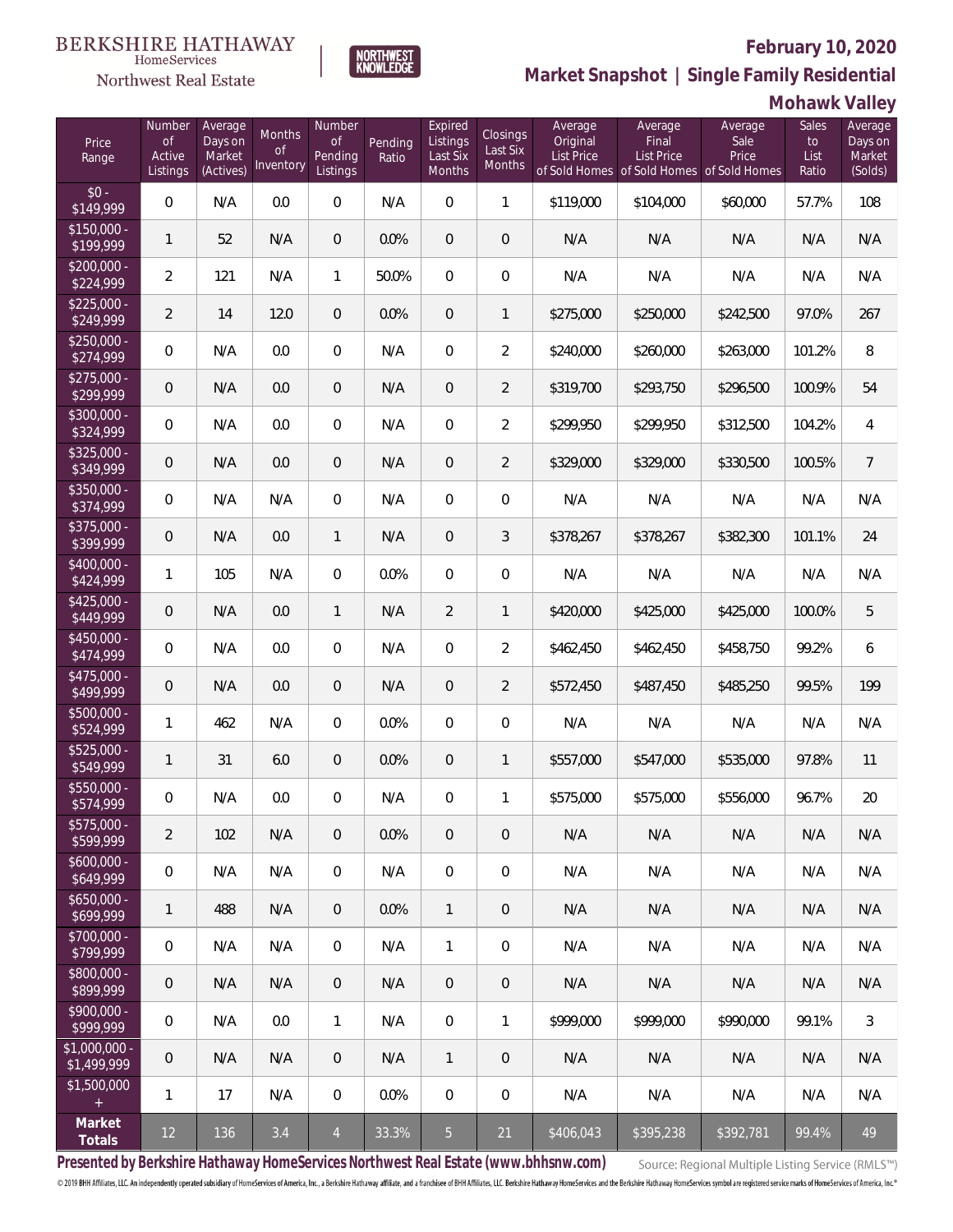BERKSHIRE HATHAWAY HomeServices Northwest Real Estate

NORTHWEST KNOWLEDGE

**February 10, 2020**

**Market Snapshot | Single Family Residential**

**Mohawk Valley**

| Price Range | Number of Active Listings | Average Days on Market (Actives) | Months of Inventory | Number of Pending Listings | Pending Ratio | Expired Listings Last Six Months | Closings Last Six Months | Average Original List Price of Sold Homes | Average Final List Price of Sold Homes | Average Sale Price of Sold Homes | Sales to List Ratio | Average Days on Market (Solds) |
|---|---|---|---|---|---|---|---|---|---|---|---|---|
| $0 - $149,999 | 0 | N/A | 0.0 | 0 | N/A | 0 | 1 | $119,000 | $104,000 | $60,000 | 57.7% | 108 |
| $150,000 - $199,999 | 1 | 52 | N/A | 0 | 0.0% | 0 | 0 | N/A | N/A | N/A | N/A | N/A |
| $200,000 - $224,999 | 2 | 121 | N/A | 1 | 50.0% | 0 | 0 | N/A | N/A | N/A | N/A | N/A |
| $225,000 - $249,999 | 2 | 14 | 12.0 | 0 | 0.0% | 0 | 1 | $275,000 | $250,000 | $242,500 | 97.0% | 267 |
| $250,000 - $274,999 | 0 | N/A | 0.0 | 0 | N/A | 0 | 2 | $240,000 | $260,000 | $263,000 | 101.2% | 8 |
| $275,000 - $299,999 | 0 | N/A | 0.0 | 0 | N/A | 0 | 2 | $319,700 | $293,750 | $296,500 | 100.9% | 54 |
| $300,000 - $324,999 | 0 | N/A | 0.0 | 0 | N/A | 0 | 2 | $299,950 | $299,950 | $312,500 | 104.2% | 4 |
| $325,000 - $349,999 | 0 | N/A | 0.0 | 0 | N/A | 0 | 2 | $329,000 | $329,000 | $330,500 | 100.5% | 7 |
| $350,000 - $374,999 | 0 | N/A | N/A | 0 | N/A | 0 | 0 | N/A | N/A | N/A | N/A | N/A |
| $375,000 - $399,999 | 0 | N/A | 0.0 | 1 | N/A | 0 | 3 | $378,267 | $378,267 | $382,300 | 101.1% | 24 |
| $400,000 - $424,999 | 1 | 105 | N/A | 0 | 0.0% | 0 | 0 | N/A | N/A | N/A | N/A | N/A |
| $425,000 - $449,999 | 0 | N/A | 0.0 | 1 | N/A | 2 | 1 | $420,000 | $425,000 | $425,000 | 100.0% | 5 |
| $450,000 - $474,999 | 0 | N/A | 0.0 | 0 | N/A | 0 | 2 | $462,450 | $462,450 | $458,750 | 99.2% | 6 |
| $475,000 - $499,999 | 0 | N/A | 0.0 | 0 | N/A | 0 | 2 | $572,450 | $487,450 | $485,250 | 99.5% | 199 |
| $500,000 - $524,999 | 1 | 462 | N/A | 0 | 0.0% | 0 | 0 | N/A | N/A | N/A | N/A | N/A |
| $525,000 - $549,999 | 1 | 31 | 6.0 | 0 | 0.0% | 0 | 1 | $557,000 | $547,000 | $535,000 | 97.8% | 11 |
| $550,000 - $574,999 | 0 | N/A | 0.0 | 0 | N/A | 0 | 1 | $575,000 | $575,000 | $556,000 | 96.7% | 20 |
| $575,000 - $599,999 | 2 | 102 | N/A | 0 | 0.0% | 0 | 0 | N/A | N/A | N/A | N/A | N/A |
| $600,000 - $649,999 | 0 | N/A | N/A | 0 | N/A | 0 | 0 | N/A | N/A | N/A | N/A | N/A |
| $650,000 - $699,999 | 1 | 488 | N/A | 0 | 0.0% | 1 | 0 | N/A | N/A | N/A | N/A | N/A |
| $700,000 - $799,999 | 0 | N/A | N/A | 0 | N/A | 1 | 0 | N/A | N/A | N/A | N/A | N/A |
| $800,000 - $899,999 | 0 | N/A | N/A | 0 | N/A | 0 | 0 | N/A | N/A | N/A | N/A | N/A |
| $900,000 - $999,999 | 0 | N/A | 0.0 | 1 | N/A | 0 | 1 | $999,000 | $999,000 | $990,000 | 99.1% | 3 |
| $1,000,000 - $1,499,999 | 0 | N/A | N/A | 0 | N/A | 1 | 0 | N/A | N/A | N/A | N/A | N/A |
| $1,500,000 + | 1 | 17 | N/A | 0 | 0.0% | 0 | 0 | N/A | N/A | N/A | N/A | N/A |
| **Market Totals** | 12 | 136 | 3.4 | 4 | 33.3% | 5 | 21 | $406,043 | $395,238 | $392,781 | 99.4% | 49 |

**Presented by Berkshire Hathaway HomeServices Northwest Real Estate (www.bhhsnw.com)**

Source: Regional Multiple Listing Service (RMLS™)

© 2019 BHH Affiliates, LLC. An independently operated subsidiary of HomeServices of America, Inc., a Berkshire Hathaway affiliate, and a franchisee of BHH Affiliates, LLC. Berkshire Hathaway HomeServices and the Berkshire Hathaway HomeServices symbol are registered service marks of HomeServices of America, Inc.®